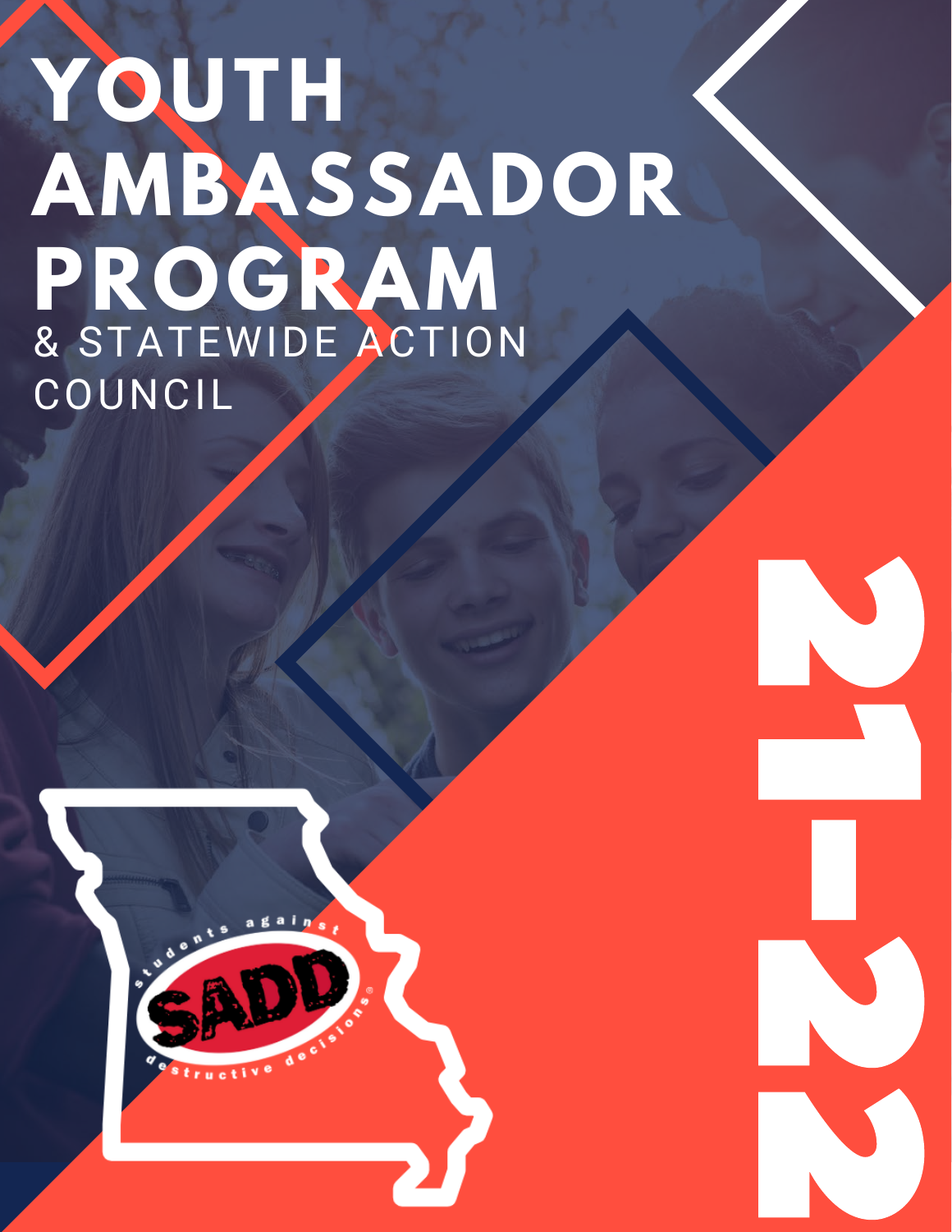# YOUTH AMBASSADOR PROGRAM

## & STATEWIDE ACTION COUNCIL

students against SADD destructive decisions

21-22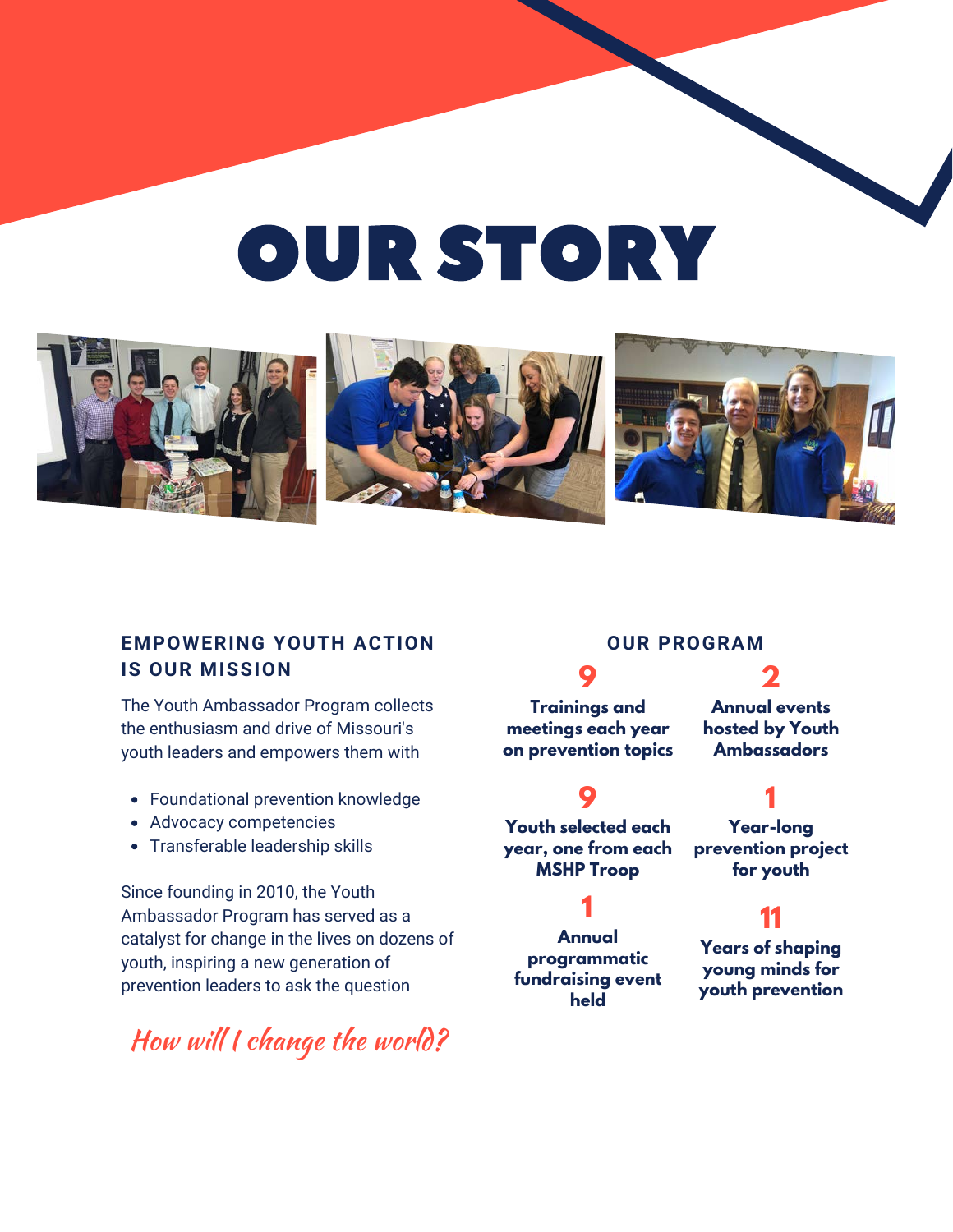# OUR STORY

### EMPOWERING YOUTH ACTION IS OUR MISSION

The Youth Ambassador Program collects the enthusiasm and drive of Missouri's youth leaders and empowers them with

- Foundational prevention knowledge
- Advocacy competencies
- Transferable leadership skills

Since founding in 2010, the Youth Ambassador Program has served as a catalyst for change in the lives on dozens of youth, inspiring a new generation of prevention leaders to ask the question

*How will I change the world?*

### OUR PROGRAM

**9**
**Trainings and meetings each year on prevention topics**

**2**
**Annual events hosted by Youth Ambassadors**

**9**
**Youth selected each year, one from each MSHP Troop**

**1**
**Year-long prevention project for youth**

**1**
**Annual programmatic fundraising event held**

**11**
**Years of shaping young minds for youth prevention**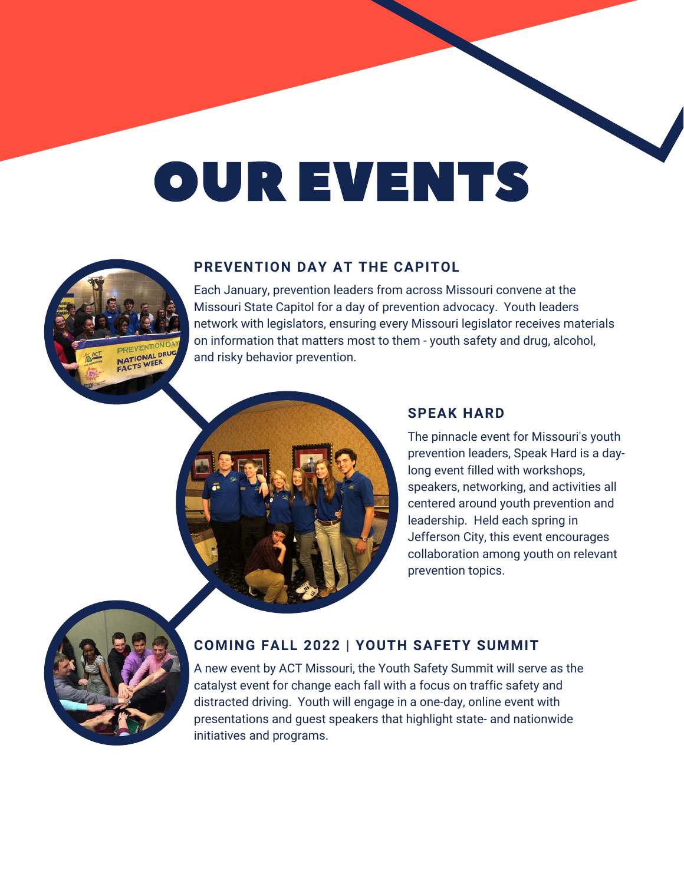# OUR EVENTS

### PREVENTION DAY AT THE CAPITOL

Each January, prevention leaders from across Missouri convene at the Missouri State Capitol for a day of prevention advocacy. Youth leaders network with legislators, ensuring every Missouri legislator receives materials on information that matters most to them - youth safety and drug, alcohol, and risky behavior prevention.

### SPEAK HARD

The pinnacle event for Missouri's youth prevention leaders, Speak Hard is a day-long event filled with workshops, speakers, networking, and activities all centered around youth prevention and leadership. Held each spring in Jefferson City, this event encourages collaboration among youth on relevant prevention topics.

### COMING FALL 2022 | YOUTH SAFETY SUMMIT

A new event by ACT Missouri, the Youth Safety Summit will serve as the catalyst event for change each fall with a focus on traffic safety and distracted driving. Youth will engage in a one-day, online event with presentations and guest speakers that highlight state- and nationwide initiatives and programs.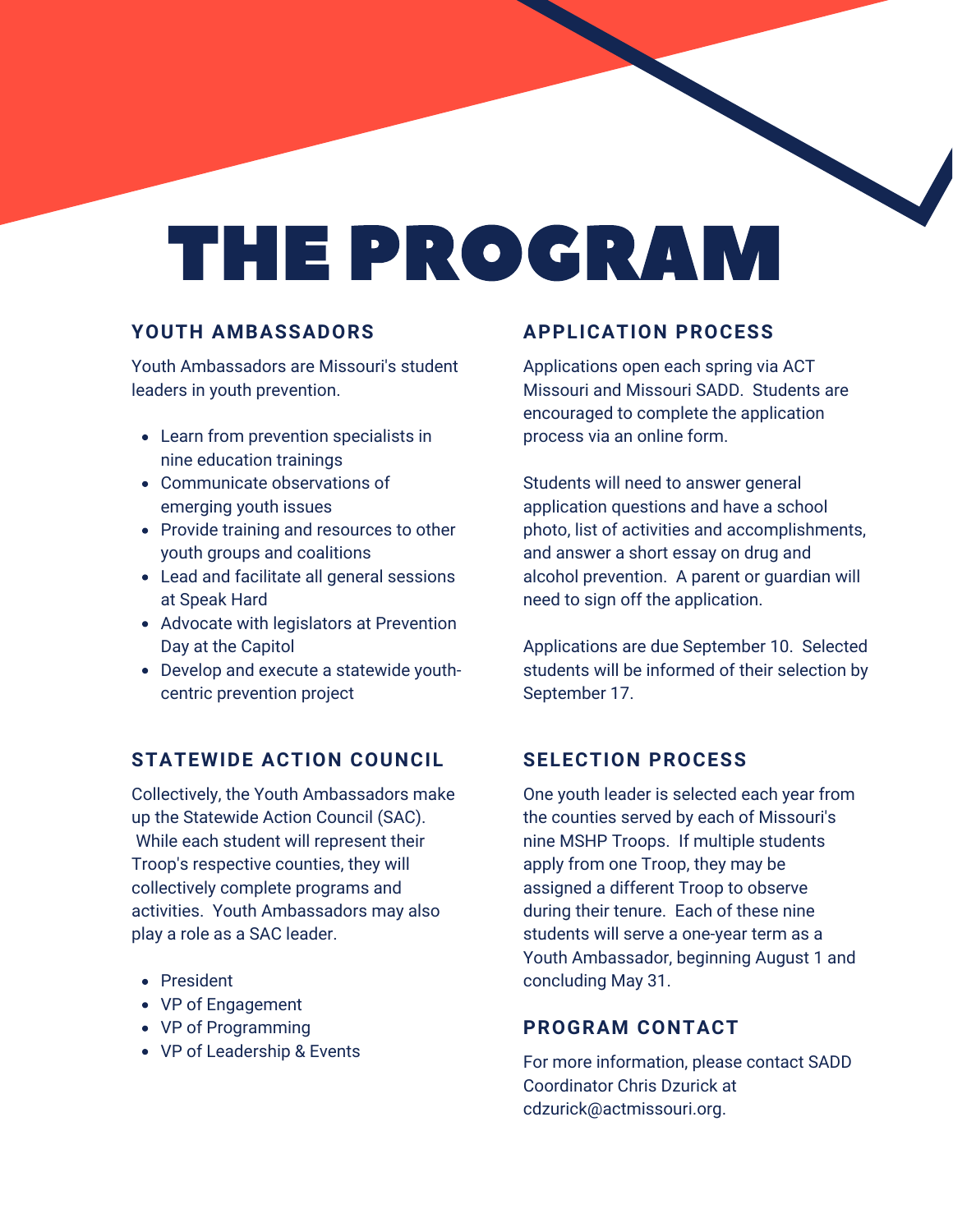# THE PROGRAM

## YOUTH AMBASSADORS

Youth Ambassadors are Missouri's student leaders in youth prevention.

- Learn from prevention specialists in nine education trainings
- Communicate observations of emerging youth issues
- Provide training and resources to other youth groups and coalitions
- Lead and facilitate all general sessions at Speak Hard
- Advocate with legislators at Prevention Day at the Capitol
- Develop and execute a statewide youth-centric prevention project

## STATEWIDE ACTION COUNCIL

Collectively, the Youth Ambassadors make up the Statewide Action Council (SAC). While each student will represent their Troop's respective counties, they will collectively complete programs and activities. Youth Ambassadors may also play a role as a SAC leader.

- President
- VP of Engagement
- VP of Programming
- VP of Leadership & Events

## APPLICATION PROCESS

Applications open each spring via ACT Missouri and Missouri SADD. Students are encouraged to complete the application process via an online form.

Students will need to answer general application questions and have a school photo, list of activities and accomplishments, and answer a short essay on drug and alcohol prevention. A parent or guardian will need to sign off the application.

Applications are due September 10. Selected students will be informed of their selection by September 17.

## SELECTION PROCESS

One youth leader is selected each year from the counties served by each of Missouri's nine MSHP Troops. If multiple students apply from one Troop, they may be assigned a different Troop to observe during their tenure. Each of these nine students will serve a one-year term as a Youth Ambassador, beginning August 1 and concluding May 31.

## PROGRAM CONTACT

For more information, please contact SADD Coordinator Chris Dzurick at cdzurick@actmissouri.org.